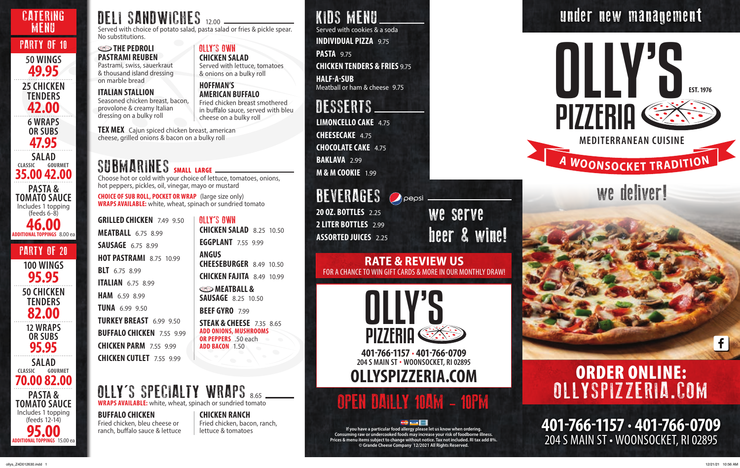# CATERING MENU

## PARTY OF 10

**50 WINGS** 49.95

**25 CHICKEN TENDERS** 42.00

**6 WRAPS OR SUBS** 47.95

**SALAD**
CLASSIC 35.00 GOURMET 42.00

**PASTA & TOMATO SAUCE**
Includes 1 topping (feeds 6-8)
46.00
ADDITIONAL TOPPINGS 8.00 ea

## PARTY OF 20

**100 WINGS** 95.95

**50 CHICKEN TENDERS** 82.00

**12 WRAPS OR SUBS** 95.95

**SALAD**
CLASSIC 70.00 GOURMET 82.00

**PASTA & TOMATO SAUCE**
Includes 1 topping (feeds 12-14)
95.00
ADDITIONAL TOPPINGS 15.00 ea

# DELI SANDWICHES 12.00

Served with choice of potato salad, pasta salad or fries & pickle spear. No substitutions.

**THE PEDROLI PASTRAMI REUBEN**
Pastrami, swiss, sauerkraut & thousand island dressing on marble bread

**ITALIAN STALLION**
Seasoned chicken breast, bacon, provolone & creamy Italian dressing on a bulky roll

**OLLY'S OWN CHICKEN SALAD**
Served with lettuce, tomatoes & onions on a bulky roll

**HOFFMAN'S AMERICAN BUFFALO**
Fried chicken breast smothered in buffalo sauce, served with bleu cheese on a bulky roll

**TEX MEX** Cajun spiced chicken breast, american cheese, grilled onions & bacon on a bulky roll

# SUBMARINES SMALL LARGE

Choose hot or cold with your choice of lettuce, tomatoes, onions, hot peppers, pickles, oil, vinegar, mayo or mustard

**CHOICE OF SUB ROLL, POCKET OR WRAP** (large size only)
**WRAPS AVAILABLE:** white, wheat, spinach or sundried tomato

| Item | Small | Large |
|---|---|---|
| GRILLED CHICKEN | 7.49 | 9.50 |
| MEATBALL | 6.75 | 8.99 |
| SAUSAGE | 6.75 | 8.99 |
| HOT PASTRAMI | 8.75 | 10.99 |
| BLT | 6.75 | 8.99 |
| ITALIAN | 6.75 | 8.99 |
| HAM | 6.59 | 8.99 |
| TUNA | 6.99 | 9.50 |
| TURKEY BREAST | 6.99 | 9.50 |
| BUFFALO CHICKEN | 7.55 | 9.99 |
| CHICKEN PARM | 7.55 | 9.99 |
| CHICKEN CUTLET | 7.55 | 9.99 |
| OLLY'S OWN CHICKEN SALAD | 8.25 | 10.50 |
| EGGPLANT | 7.55 | 9.99 |
| ANGUS CHEESEBURGER | 8.49 | 10.50 |
| CHICKEN FAJITA | 8.49 | 10.99 |
| MEATBALL & SAUSAGE | 8.25 | 10.50 |
| BEEF GYRO | 7.99 | |
| STEAK & CHEESE | 7.35 | 8.65 |

ADD ONIONS, MUSHROOMS OR PEPPERS .50 each
ADD BACON 1.50

# OLLY'S SPECIALTY WRAPS 8.65

**WRAPS AVAILABLE:** white, wheat, spinach or sundried tomato

**BUFFALO CHICKEN**
Fried chicken, bleu cheese or ranch, buffalo sauce & lettuce

**CHICKEN RANCH**
Fried chicken, bacon, ranch, lettuce & tomatoes

# KIDS MENU

Served with cookies & a soda

**INDIVIDUAL PIZZA** 9.75
**PASTA** 9.75
**CHICKEN TENDERS & FRIES** 9.75
**HALF-A-SUB** Meatball or ham & cheese 9.75

# DESSERTS

**LIMONCELLO CAKE** 4.75
**CHEESECAKE** 4.75
**CHOCOLATE CAKE** 4.75
**BAKLAVA** 2.99
**M & M COOKIE** 1.99

# BEVERAGES

pepsi

**20 OZ. BOTTLES** 2.25
**2 LITER BOTTLES** 2.99
**ASSORTED JUICES** 2.25

we serve beer & wine!

## RATE & REVIEW US

FOR A CHANCE TO WIN GIFT CARDS & MORE IN OUR MONTHLY DRAW!

**OLLY'S PIZZERIA**

401-766-1157 • 401-766-0709
204 S MAIN ST • WOONSOCKET, RI 02895
**OLLYSPIZZERIA.COM**

## OPEN DAILY 10AM - 10PM

If you have a particular food allergy please let us know when ordering.
Consuming raw or undercooked foods may increase your risk of foodborne illness.
Prices & menu items subject to change without notice. Tax not included. RI tax add 8%.
© Grande Cheese Company 12/2021 All Rights Reserved.

under new management

# OLLY'S PIZZERIA

EST. 1976

MEDITERRANEAN CUISINE

A WOONSOCKET TRADITION

we deliver!

## ORDER ONLINE: OLLYSPIZZERIA.COM

401-766-1157 • 401-766-0709
204 S MAIN ST • WOONSOCKET, RI 02895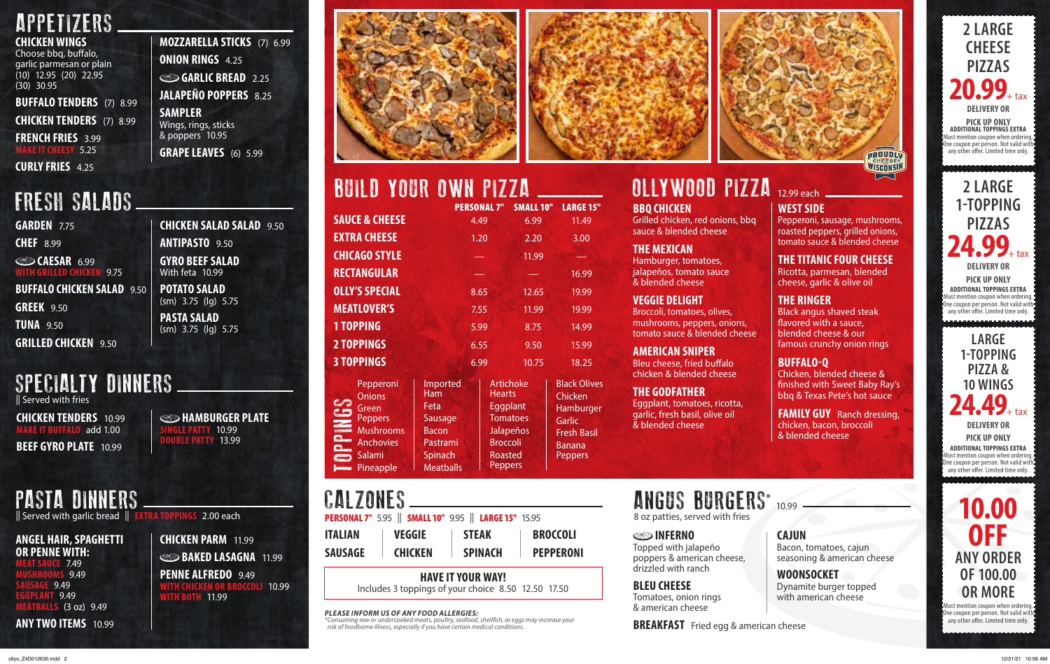# APPETIZERS

**CHICKEN WINGS**
Choose bbq, buffalo, garlic parmesan or plain
(10) 12.95 (20) 22.95
(30) 30.95

**BUFFALO TENDERS** (7) 8.99

**CHICKEN TENDERS** (7) 8.99

**FRENCH FRIES** 3.99
MAKE IT CHEESY 5.25

**CURLY FRIES** 4.25

**MOZZARELLA STICKS** (7) 6.99

**ONION RINGS** 4.25

**GARLIC BREAD** 2.25

**JALAPEÑO POPPERS** 8.25

**SAMPLER**
Wings, rings, sticks & poppers 10.95

**GRAPE LEAVES** (6) 5.99

# FRESH SALADS

**GARDEN** 7.75

**CHEF** 8.99

**CAESAR** 6.99
WITH GRILLED CHICKEN 9.75

**BUFFALO CHICKEN SALAD** 9.50

**GREEK** 9.50

**TUNA** 9.50

**GRILLED CHICKEN** 9.50

**CHICKEN SALAD SALAD** 9.50

**ANTIPASTO** 9.50

**GYRO BEEF SALAD**
With feta 10.99

**POTATO SALAD**
(sm) 3.75 (lg) 5.75

**PASTA SALAD**
(sm) 3.75 (lg) 5.75

# SPECIALTY DINNERS

|| Served with fries

**CHICKEN TENDERS** 10.99
MAKE IT BUFFALO add 1.00

**BEEF GYRO PLATE** 10.99

**HAMBURGER PLATE**
SINGLE PATTY 10.99
DOUBLE PATTY 13.99

# PASTA DINNERS

|| Served with garlic bread || EXTRA TOPPINGS 2.00 each

**ANGEL HAIR, SPAGHETTI OR PENNE WITH:**
MEAT SAUCE 7.49
MUSHROOMS 9.49
SAUSAGE 9.49
EGGPLANT 9.49
MEATBALLS (3 oz) 9.49

**ANY TWO ITEMS** 10.99

**CHICKEN PARM** 11.99

**BAKED LASAGNA** 11.99

**PENNE ALFREDO** 9.49
WITH CHICKEN OR BROCCOLI 10.99
WITH BOTH 11.99

# BUILD YOUR OWN PIZZA

| | PERSONAL 7" | SMALL 10" | LARGE 15" |
|---|---|---|---|
| SAUCE & CHEESE | 4.49 | 6.99 | 11.49 |
| EXTRA CHEESE | 1.20 | 2.20 | 3.00 |
| CHICAGO STYLE | — | 11.99 | — |
| RECTANGULAR | — | — | 16.99 |
| OLLY'S SPECIAL | 8.65 | 12.65 | 19.99 |
| MEATLOVER'S | 7.55 | 11.99 | 19.99 |
| 1 TOPPING | 5.99 | 8.75 | 14.99 |
| 2 TOPPINGS | 6.55 | 9.50 | 15.99 |
| 3 TOPPINGS | 6.99 | 10.75 | 18.25 |

## TOPPINGS

Pepperoni, Onions, Green Peppers, Mushrooms, Anchovies, Salami, Pineapple, Imported Ham, Feta, Sausage, Bacon, Pastrami, Spinach, Meatballs, Artichoke Hearts, Eggplant, Tomatoes, Jalapeños, Broccoli, Roasted Peppers, Black Olives, Chicken, Hamburger, Garlic, Fresh Basil, Banana Peppers

# OLLYWOOD PIZZA

12.99 each

**BBQ CHICKEN**
Grilled chicken, red onions, bbq sauce & blended cheese

**THE MEXICAN**
Hamburger, tomatoes, jalapeños, tomato sauce & blended cheese

**VEGGIE DELIGHT**
Broccoli, tomatoes, olives, mushrooms, peppers, onions, tomato sauce & blended cheese

**AMERICAN SNIPER**
Bleu cheese, fried buffalo chicken & blended cheese

**THE GODFATHER**
Eggplant, tomatoes, ricotta, garlic, fresh basil, olive oil & blended cheese

**WEST SIDE**
Pepperoni, sausage, mushrooms, roasted peppers, grilled onions, tomato sauce & blended cheese

**THE TITANIC FOUR CHEESE**
Ricotta, parmesan, blended cheese, garlic & olive oil

**THE RINGER**
Black angus shaved steak flavored with a sauce, blended cheese & our famous crunchy onion rings

**BUFFALO-Q**
Chicken, blended cheese & finished with Sweet Baby Ray's bbq & Texas Pete's hot sauce

**FAMILY GUY** Ranch dressing, chicken, bacon, broccoli & blended cheese

PROUDLY CHEESE WISCONSIN

# CALZONES

PERSONAL 7" 5.95 || SMALL 10" 9.95 || LARGE 15" 15.95

| | | | |
|---|---|---|---|
| ITALIAN | VEGGIE | STEAK | BROCCOLI |
| SAUSAGE | CHICKEN | SPINACH | PEPPERONI |

**HAVE IT YOUR WAY!**
Includes 3 toppings of your choice 8.50 12.50 17.50

*PLEASE INFORM US OF ANY FOOD ALLERGIES:*
*\*Consuming raw or undercooked meats, poultry, seafood, shellfish, or eggs may increase your risk of foodborne illness, especially if you have certain medical conditions.*

# ANGUS BURGERS*

10.99

8 oz patties, served with fries

**INFERNO**
Topped with jalapeño poppers & american cheese, drizzled with ranch

**BLEU CHEESE**
Tomatoes, onion rings & american cheese

**CAJUN**
Bacon, tomatoes, cajun seasoning & american cheese

**WOONSOCKET**
Dynamite burger topped with american cheese

**BREAKFAST** Fried egg & american cheese

---

**2 LARGE CHEESE PIZZAS**
**20.99** + tax
DELIVERY OR PICK UP ONLY
ADDITIONAL TOPPINGS EXTRA
Must mention coupon when ordering. One coupon per person. Not valid with any other offer. Limited time only.

**2 LARGE 1-TOPPING PIZZAS**
**24.99** + tax
DELIVERY OR PICK UP ONLY
ADDITIONAL TOPPINGS EXTRA
Must mention coupon when ordering. One coupon per person. Not valid with any other offer. Limited time only.

**LARGE 1-TOPPING PIZZA & 10 WINGS**
**24.49** + tax
DELIVERY OR PICK UP ONLY
ADDITIONAL TOPPINGS EXTRA
Must mention coupon when ordering. One coupon per person. Not valid with any other offer. Limited time only.

**10.00 OFF**
**ANY ORDER OF 100.00 OR MORE**
Must mention coupon when ordering. One coupon per person. Not valid with any other offer. Limited time only.